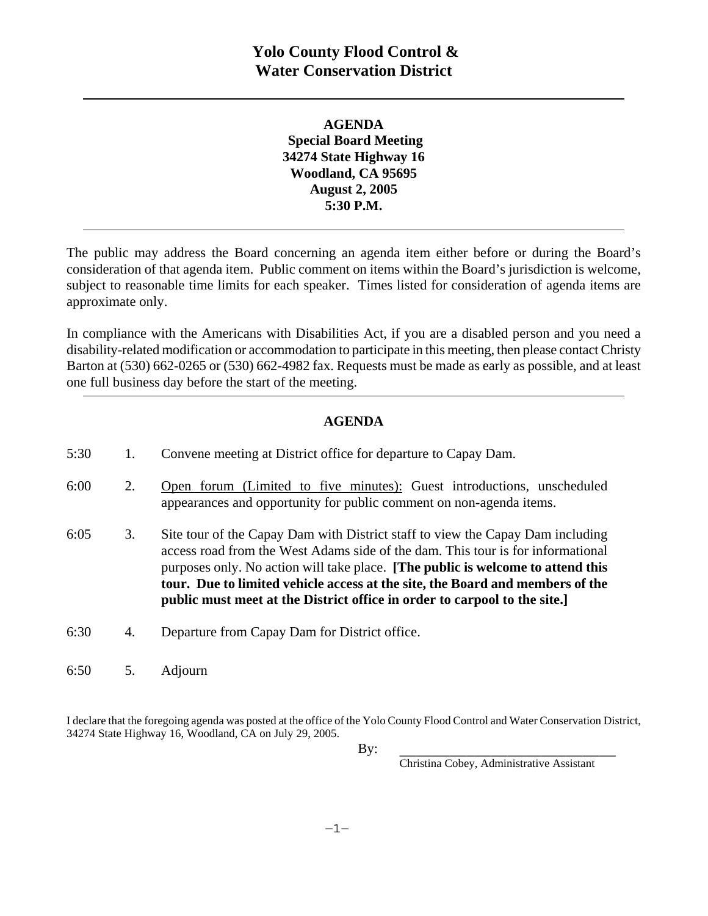# Yolo County Flood Control & Water Conservation District

**AGENDA**
**Special Board Meeting**
**34274 State Highway 16**
**Woodland, CA 95695**
**August 2, 2005**
**5:30 P.M.**

---

The public may address the Board concerning an agenda item either before or during the Board's consideration of that agenda item. Public comment on items within the Board's jurisdiction is welcome, subject to reasonable time limits for each speaker. Times listed for consideration of agenda items are approximate only.

In compliance with the Americans with Disabilities Act, if you are a disabled person and you need a disability-related modification or accommodation to participate in this meeting, then please contact Christy Barton at (530) 662-0265 or (530) 662-4982 fax. Requests must be made as early as possible, and at least one full business day before the start of the meeting.

---

## AGENDA

5:30 1. Convene meeting at District office for departure to Capay Dam.

6:00 2. Open forum (Limited to five minutes): Guest introductions, unscheduled appearances and opportunity for public comment on non-agenda items.

6:05 3. Site tour of the Capay Dam with District staff to view the Capay Dam including access road from the West Adams side of the dam. This tour is for informational purposes only. No action will take place. **[The public is welcome to attend this tour. Due to limited vehicle access at the site, the Board and members of the public must meet at the District office in order to carpool to the site.]**

6:30 4. Departure from Capay Dam for District office.

6:50 5. Adjourn

I declare that the foregoing agenda was posted at the office of the Yolo County Flood Control and Water Conservation District, 34274 State Highway 16, Woodland, CA on July 29, 2005.

By: ______________________________
Christina Cobey, Administrative Assistant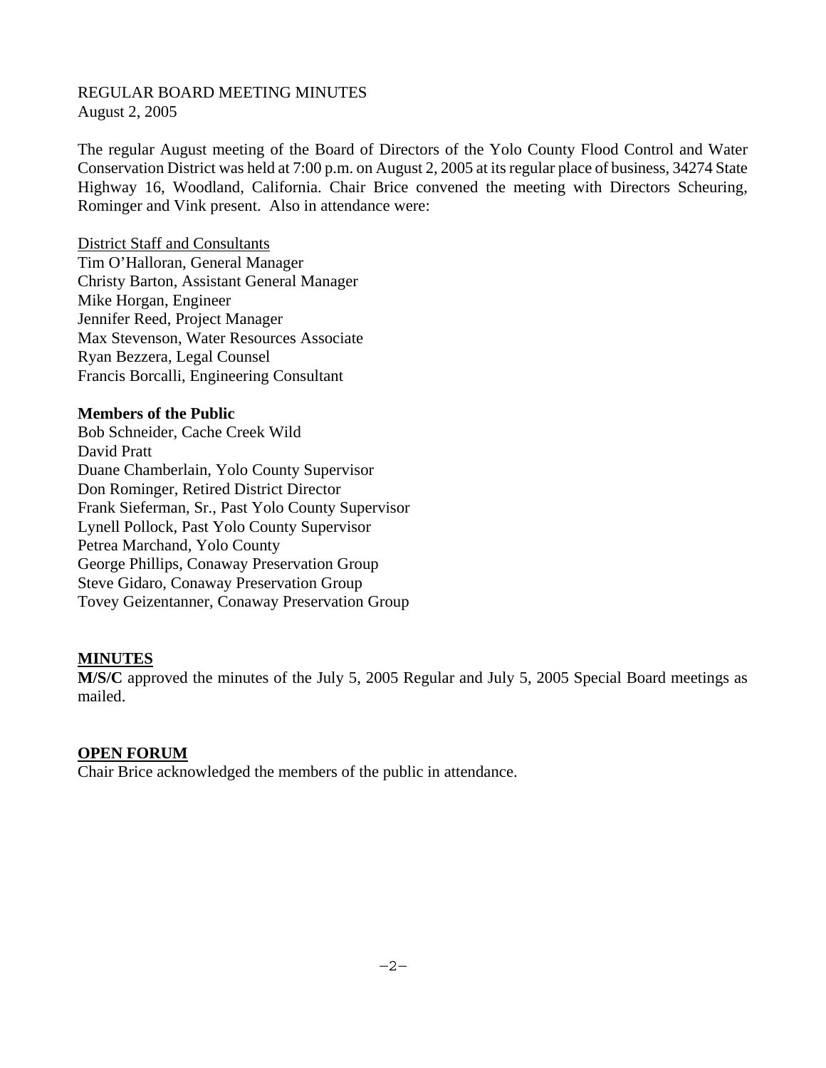REGULAR BOARD MEETING MINUTES
August 2, 2005

The regular August meeting of the Board of Directors of the Yolo County Flood Control and Water Conservation District was held at 7:00 p.m. on August 2, 2005 at its regular place of business, 34274 State Highway 16, Woodland, California. Chair Brice convened the meeting with Directors Scheuring, Rominger and Vink present. Also in attendance were:

District Staff and Consultants
Tim O'Halloran, General Manager
Christy Barton, Assistant General Manager
Mike Horgan, Engineer
Jennifer Reed, Project Manager
Max Stevenson, Water Resources Associate
Ryan Bezzera, Legal Counsel
Francis Borcalli, Engineering Consultant

**Members of the Public**
Bob Schneider, Cache Creek Wild
David Pratt
Duane Chamberlain, Yolo County Supervisor
Don Rominger, Retired District Director
Frank Sieferman, Sr., Past Yolo County Supervisor
Lynell Pollock, Past Yolo County Supervisor
Petrea Marchand, Yolo County
George Phillips, Conaway Preservation Group
Steve Gidaro, Conaway Preservation Group
Tovey Geizentanner, Conaway Preservation Group

## MINUTES

**M/S/C** approved the minutes of the July 5, 2005 Regular and July 5, 2005 Special Board meetings as mailed.

## OPEN FORUM

Chair Brice acknowledged the members of the public in attendance.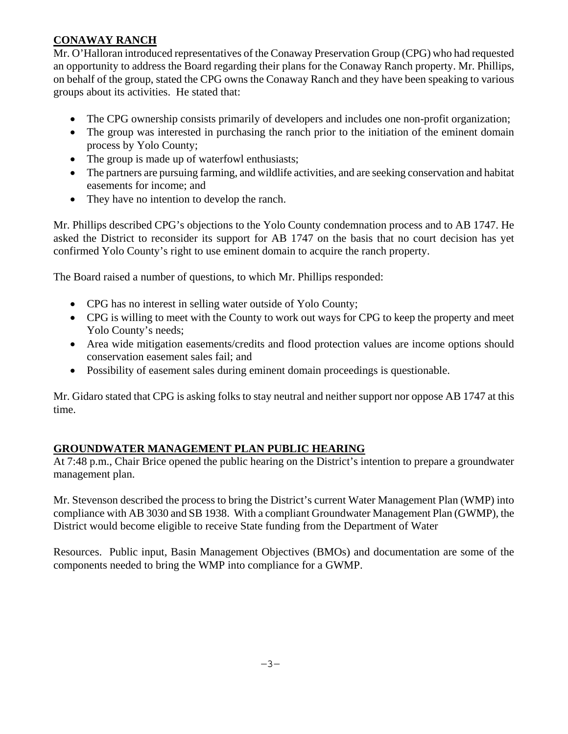## CONAWAY RANCH

Mr. O'Halloran introduced representatives of the Conaway Preservation Group (CPG) who had requested an opportunity to address the Board regarding their plans for the Conaway Ranch property. Mr. Phillips, on behalf of the group, stated the CPG owns the Conaway Ranch and they have been speaking to various groups about its activities. He stated that:

- The CPG ownership consists primarily of developers and includes one non-profit organization;
- The group was interested in purchasing the ranch prior to the initiation of the eminent domain process by Yolo County;
- The group is made up of waterfowl enthusiasts;
- The partners are pursuing farming, and wildlife activities, and are seeking conservation and habitat easements for income; and
- They have no intention to develop the ranch.

Mr. Phillips described CPG's objections to the Yolo County condemnation process and to AB 1747. He asked the District to reconsider its support for AB 1747 on the basis that no court decision has yet confirmed Yolo County's right to use eminent domain to acquire the ranch property.

The Board raised a number of questions, to which Mr. Phillips responded:

- CPG has no interest in selling water outside of Yolo County;
- CPG is willing to meet with the County to work out ways for CPG to keep the property and meet Yolo County's needs;
- Area wide mitigation easements/credits and flood protection values are income options should conservation easement sales fail; and
- Possibility of easement sales during eminent domain proceedings is questionable.

Mr. Gidaro stated that CPG is asking folks to stay neutral and neither support nor oppose AB 1747 at this time.

## GROUNDWATER MANAGEMENT PLAN PUBLIC HEARING

At 7:48 p.m., Chair Brice opened the public hearing on the District's intention to prepare a groundwater management plan.

Mr. Stevenson described the process to bring the District's current Water Management Plan (WMP) into compliance with AB 3030 and SB 1938. With a compliant Groundwater Management Plan (GWMP), the District would become eligible to receive State funding from the Department of Water Resources. Public input, Basin Management Objectives (BMOs) and documentation are some of the components needed to bring the WMP into compliance for a GWMP.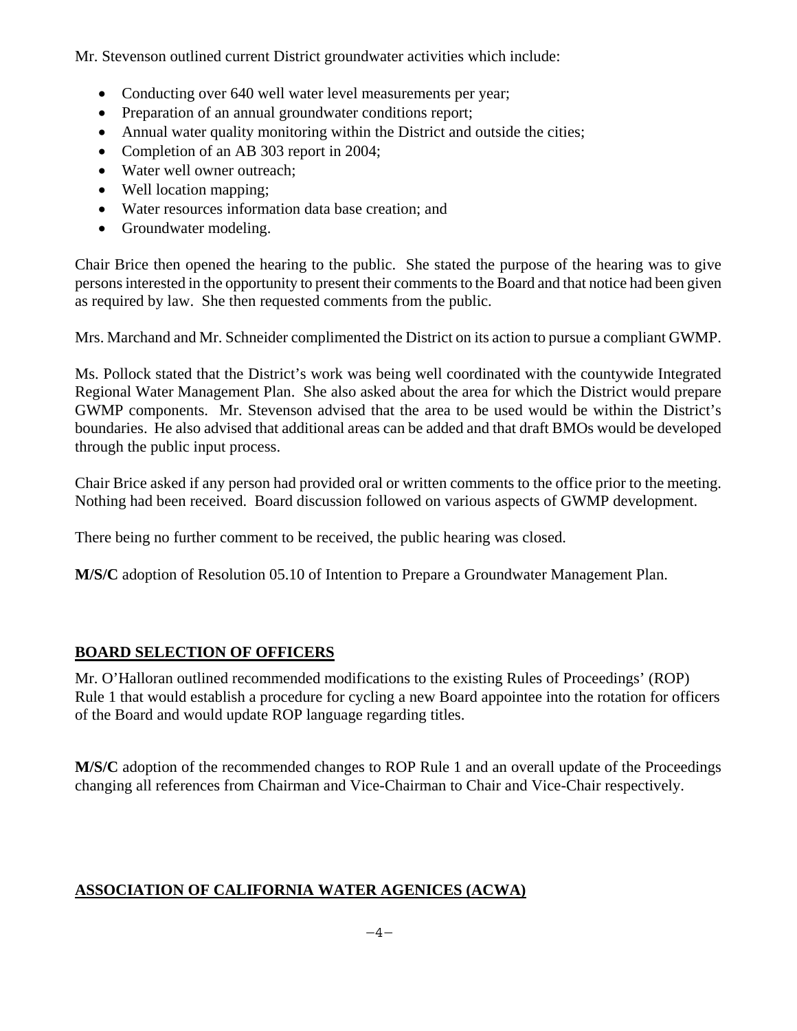Mr. Stevenson outlined current District groundwater activities which include:

- Conducting over 640 well water level measurements per year;
- Preparation of an annual groundwater conditions report;
- Annual water quality monitoring within the District and outside the cities;
- Completion of an AB 303 report in 2004;
- Water well owner outreach;
- Well location mapping;
- Water resources information data base creation; and
- Groundwater modeling.

Chair Brice then opened the hearing to the public. She stated the purpose of the hearing was to give persons interested in the opportunity to present their comments to the Board and that notice had been given as required by law. She then requested comments from the public.

Mrs. Marchand and Mr. Schneider complimented the District on its action to pursue a compliant GWMP.

Ms. Pollock stated that the District's work was being well coordinated with the countywide Integrated Regional Water Management Plan. She also asked about the area for which the District would prepare GWMP components. Mr. Stevenson advised that the area to be used would be within the District's boundaries. He also advised that additional areas can be added and that draft BMOs would be developed through the public input process.

Chair Brice asked if any person had provided oral or written comments to the office prior to the meeting. Nothing had been received. Board discussion followed on various aspects of GWMP development.

There being no further comment to be received, the public hearing was closed.

**M/S/C** adoption of Resolution 05.10 of Intention to Prepare a Groundwater Management Plan.

## BOARD SELECTION OF OFFICERS

Mr. O'Halloran outlined recommended modifications to the existing Rules of Proceedings' (ROP) Rule 1 that would establish a procedure for cycling a new Board appointee into the rotation for officers of the Board and would update ROP language regarding titles.

**M/S/C** adoption of the recommended changes to ROP Rule 1 and an overall update of the Proceedings changing all references from Chairman and Vice-Chairman to Chair and Vice-Chair respectively.

## ASSOCIATION OF CALIFORNIA WATER AGENICES (ACWA)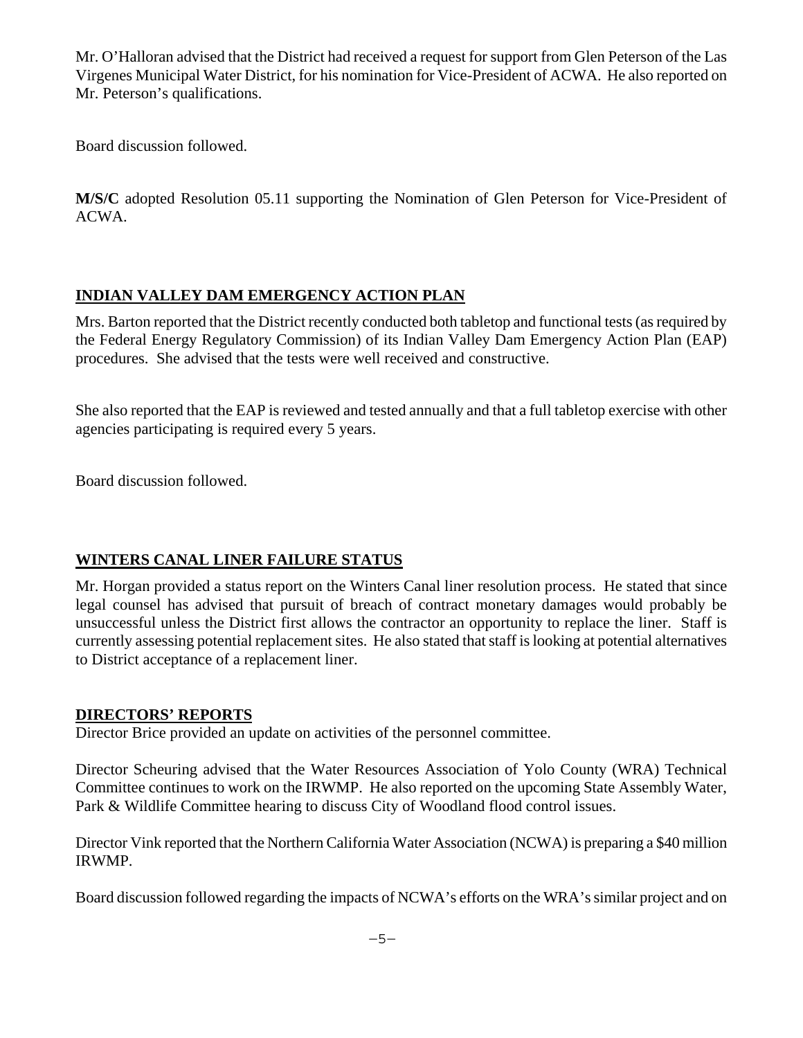Mr. O'Halloran advised that the District had received a request for support from Glen Peterson of the Las Virgenes Municipal Water District, for his nomination for Vice-President of ACWA. He also reported on Mr. Peterson's qualifications.

Board discussion followed.

**M/S/C** adopted Resolution 05.11 supporting the Nomination of Glen Peterson for Vice-President of ACWA.

## INDIAN VALLEY DAM EMERGENCY ACTION PLAN

Mrs. Barton reported that the District recently conducted both tabletop and functional tests (as required by the Federal Energy Regulatory Commission) of its Indian Valley Dam Emergency Action Plan (EAP) procedures. She advised that the tests were well received and constructive.

She also reported that the EAP is reviewed and tested annually and that a full tabletop exercise with other agencies participating is required every 5 years.

Board discussion followed.

## WINTERS CANAL LINER FAILURE STATUS

Mr. Horgan provided a status report on the Winters Canal liner resolution process. He stated that since legal counsel has advised that pursuit of breach of contract monetary damages would probably be unsuccessful unless the District first allows the contractor an opportunity to replace the liner. Staff is currently assessing potential replacement sites. He also stated that staff is looking at potential alternatives to District acceptance of a replacement liner.

## DIRECTORS' REPORTS

Director Brice provided an update on activities of the personnel committee.

Director Scheuring advised that the Water Resources Association of Yolo County (WRA) Technical Committee continues to work on the IRWMP. He also reported on the upcoming State Assembly Water, Park & Wildlife Committee hearing to discuss City of Woodland flood control issues.

Director Vink reported that the Northern California Water Association (NCWA) is preparing a $40 million IRWMP.

Board discussion followed regarding the impacts of NCWA's efforts on the WRA's similar project and on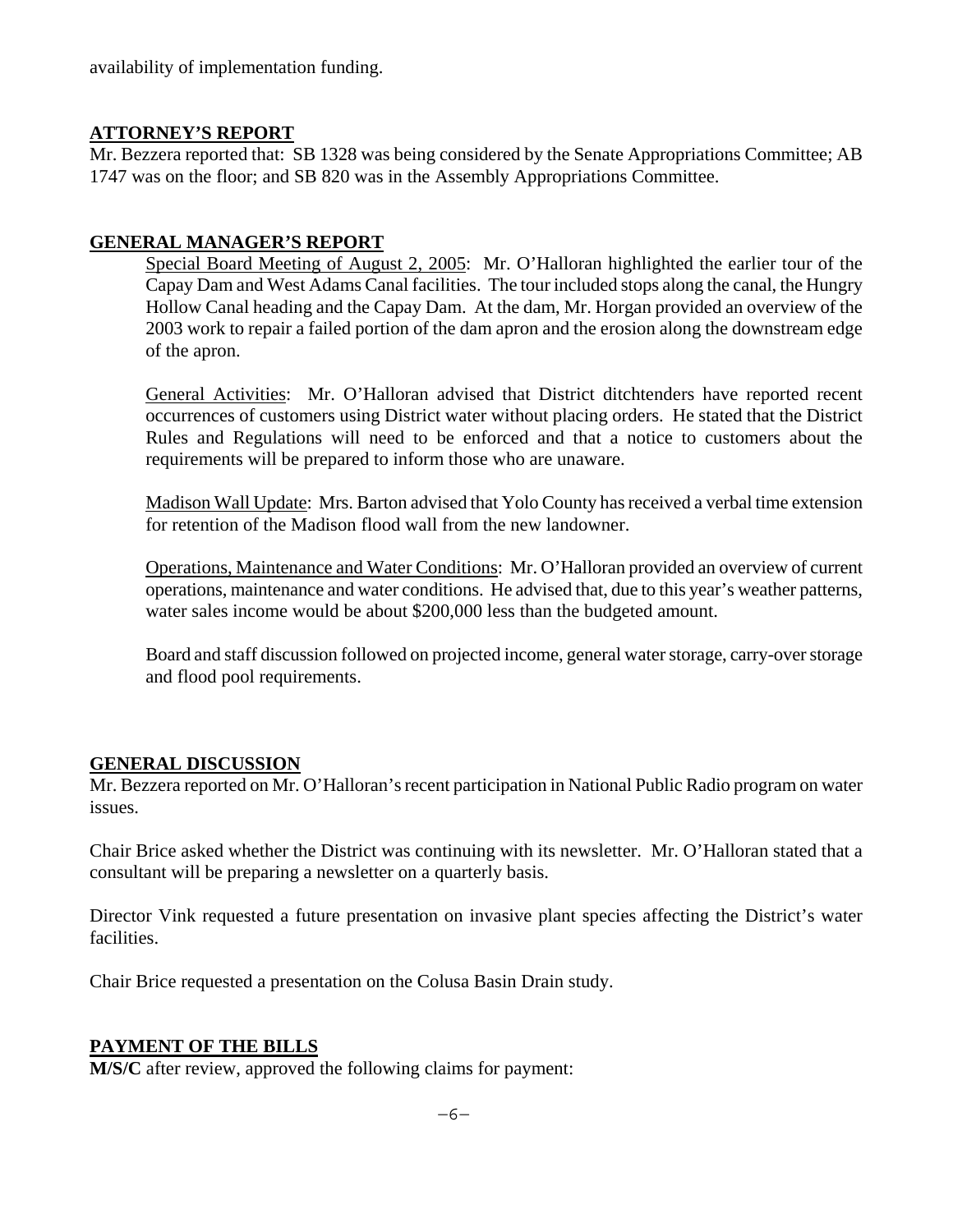availability of implementation funding.

## ATTORNEY'S REPORT

Mr. Bezzera reported that: SB 1328 was being considered by the Senate Appropriations Committee; AB 1747 was on the floor; and SB 820 was in the Assembly Appropriations Committee.

## GENERAL MANAGER'S REPORT

Special Board Meeting of August 2, 2005: Mr. O'Halloran highlighted the earlier tour of the Capay Dam and West Adams Canal facilities. The tour included stops along the canal, the Hungry Hollow Canal heading and the Capay Dam. At the dam, Mr. Horgan provided an overview of the 2003 work to repair a failed portion of the dam apron and the erosion along the downstream edge of the apron.

General Activities: Mr. O'Halloran advised that District ditchtenders have reported recent occurrences of customers using District water without placing orders. He stated that the District Rules and Regulations will need to be enforced and that a notice to customers about the requirements will be prepared to inform those who are unaware.

Madison Wall Update: Mrs. Barton advised that Yolo County has received a verbal time extension for retention of the Madison flood wall from the new landowner.

Operations, Maintenance and Water Conditions: Mr. O'Halloran provided an overview of current operations, maintenance and water conditions. He advised that, due to this year's weather patterns, water sales income would be about $200,000 less than the budgeted amount.

Board and staff discussion followed on projected income, general water storage, carry-over storage and flood pool requirements.

## GENERAL DISCUSSION

Mr. Bezzera reported on Mr. O'Halloran's recent participation in National Public Radio program on water issues.

Chair Brice asked whether the District was continuing with its newsletter. Mr. O'Halloran stated that a consultant will be preparing a newsletter on a quarterly basis.

Director Vink requested a future presentation on invasive plant species affecting the District's water facilities.

Chair Brice requested a presentation on the Colusa Basin Drain study.

## PAYMENT OF THE BILLS

**M/S/C** after review, approved the following claims for payment: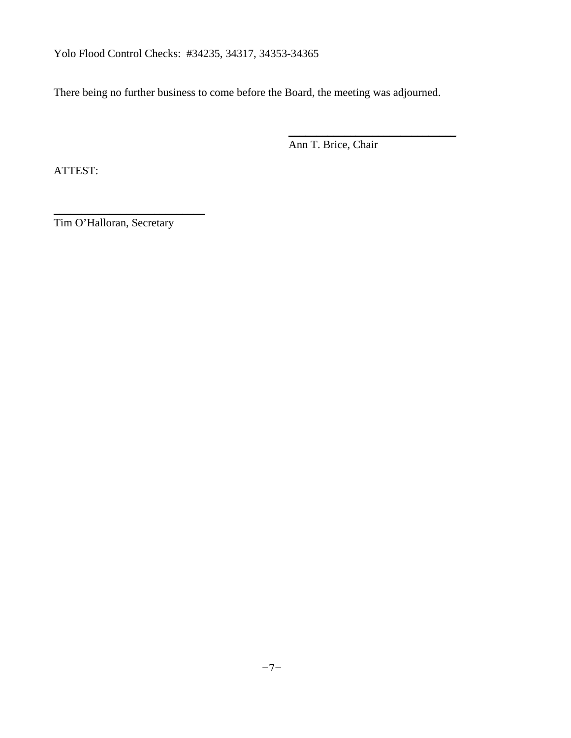Yolo Flood Control Checks:  #34235, 34317, 34353-34365

There being no further business to come before the Board, the meeting was adjourned.

\_\_\_\_\_\_\_\_\_\_\_\_\_\_\_\_\_\_\_\_\_\_\_\_\_\_\_\_
Ann T. Brice, Chair

ATTEST:

\_\_\_\_\_\_\_\_\_\_\_\_\_\_\_\_\_\_\_\_\_\_\_\_\_\_\_\_
Tim O'Halloran, Secretary